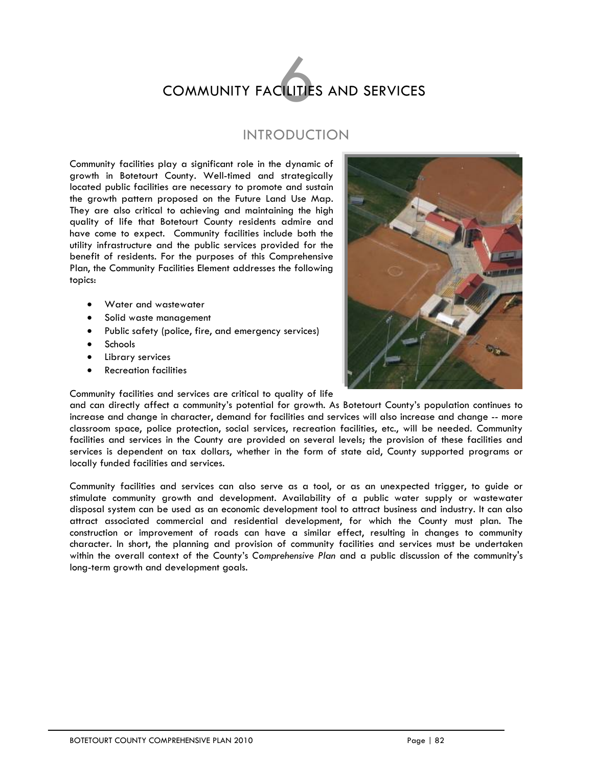# 6 COMMUNITY FACILITIES AND SERVICES

## INTRODUCTION

Community facilities play a significant role in the dynamic of growth in Botetourt County. Well-timed and strategically located public facilities are necessary to promote and sustain the growth pattern proposed on the Future Land Use Map. They are also critical to achieving and maintaining the high quality of life that Botetourt County residents admire and have come to expect. Community facilities include both the utility infrastructure and the public services provided for the benefit of residents. For the purposes of this Comprehensive Plan, the Community Facilities Element addresses the following topics:

- Water and wastewater
- Solid waste management
- Public safety (police, fire, and emergency services)
- Schools
- Library services
- Recreation facilities

Community facilities and services are critical to quality of life and can directly affect a community's potential for growth. As Botetourt County's population continues to increase and change in character, demand for facilities and services will also increase and change -- more classroom space, police protection, social services, recreation facilities, etc., will be needed. Community facilities and services in the County are provided on several levels; the provision of these facilities and services is dependent on tax dollars, whether in the form of state aid, County supported programs or locally funded facilities and services.

Community facilities and services can also serve as a tool, or as an unexpected trigger, to guide or stimulate community growth and development. Availability of a public water supply or wastewater disposal system can be used as an economic development tool to attract business and industry. It can also attract associated commercial and residential development, for which the County must plan. The construction or improvement of roads can have a similar effect, resulting in changes to community character. In short, the planning and provision of community facilities and services must be undertaken within the overall context of the County's C*omprehensive Plan* and a public discussion of the community's long-term growth and development goals.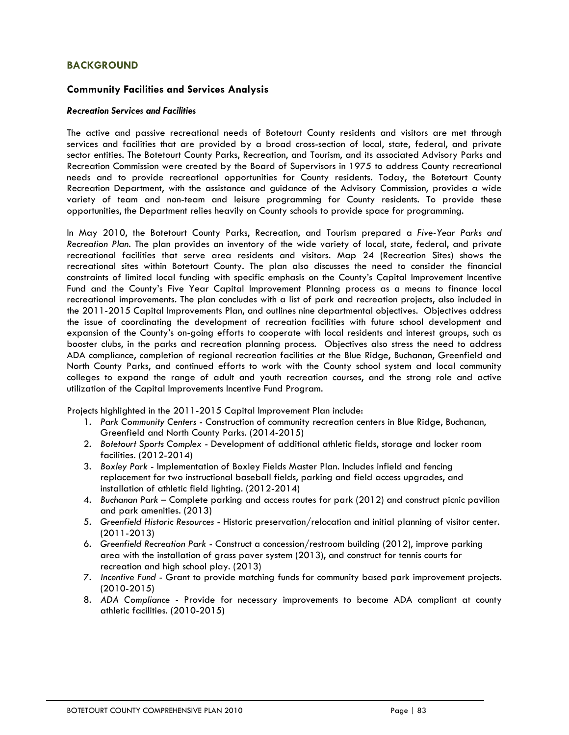## BACKGROUND

### Community Facilities and Services Analysis

#### *Recreation Services and Facilities*

The active and passive recreational needs of Botetourt County residents and visitors are met through services and facilities that are provided by a broad cross-section of local, state, federal, and private sector entities. The Botetourt County Parks, Recreation, and Tourism, and its associated Advisory Parks and Recreation Commission were created by the Board of Supervisors in 1975 to address County recreational needs and to provide recreational opportunities for County residents. Today, the Botetourt County Recreation Department, with the assistance and guidance of the Advisory Commission, provides a wide variety of team and non-team and leisure programming for County residents. To provide these opportunities, the Department relies heavily on County schools to provide space for programming.

In May 2010, the Botetourt County Parks, Recreation, and Tourism prepared a *Five-Year Parks and Recreation Plan*. The plan provides an inventory of the wide variety of local, state, federal, and private recreational facilities that serve area residents and visitors. Map 24 (Recreation Sites) shows the recreational sites within Botetourt County. The plan also discusses the need to consider the financial constraints of limited local funding with specific emphasis on the County's Capital Improvement Incentive Fund and the County's Five Year Capital Improvement Planning process as a means to finance local recreational improvements. The plan concludes with a list of park and recreation projects, also included in the 2011-2015 Capital Improvements Plan, and outlines nine departmental objectives. Objectives address the issue of coordinating the development of recreation facilities with future school development and expansion of the County's on-going efforts to cooperate with local residents and interest groups, such as booster clubs, in the parks and recreation planning process. Objectives also stress the need to address ADA compliance, completion of regional recreation facilities at the Blue Ridge, Buchanan, Greenfield and North County Parks, and continued efforts to work with the County school system and local community colleges to expand the range of adult and youth recreation courses, and the strong role and active utilization of the Capital Improvements Incentive Fund Program.

Projects highlighted in the 2011-2015 Capital Improvement Plan include:

1. *Park Community Centers* - Construction of community recreation centers in Blue Ridge, Buchanan, Greenfield and North County Parks. (2014-2015)
2. *Botetourt Sports Complex* - Development of additional athletic fields, storage and locker room facilities. (2012-2014)
3. *Boxley Park* - Implementation of Boxley Fields Master Plan. Includes infield and fencing replacement for two instructional baseball fields, parking and field access upgrades, and installation of athletic field lighting. (2012-2014)
4. *Buchanan Park* – Complete parking and access routes for park (2012) and construct picnic pavilion and park amenities. (2013)
5. *Greenfield Historic Resources* - Historic preservation/relocation and initial planning of visitor center. (2011-2013)
6. *Greenfield Recreation Park* - Construct a concession/restroom building (2012), improve parking area with the installation of grass paver system (2013), and construct for tennis courts for recreation and high school play. (2013)
7. *Incentive Fund* - Grant to provide matching funds for community based park improvement projects. (2010-2015)
8. *ADA Compliance* - Provide for necessary improvements to become ADA compliant at county athletic facilities. (2010-2015)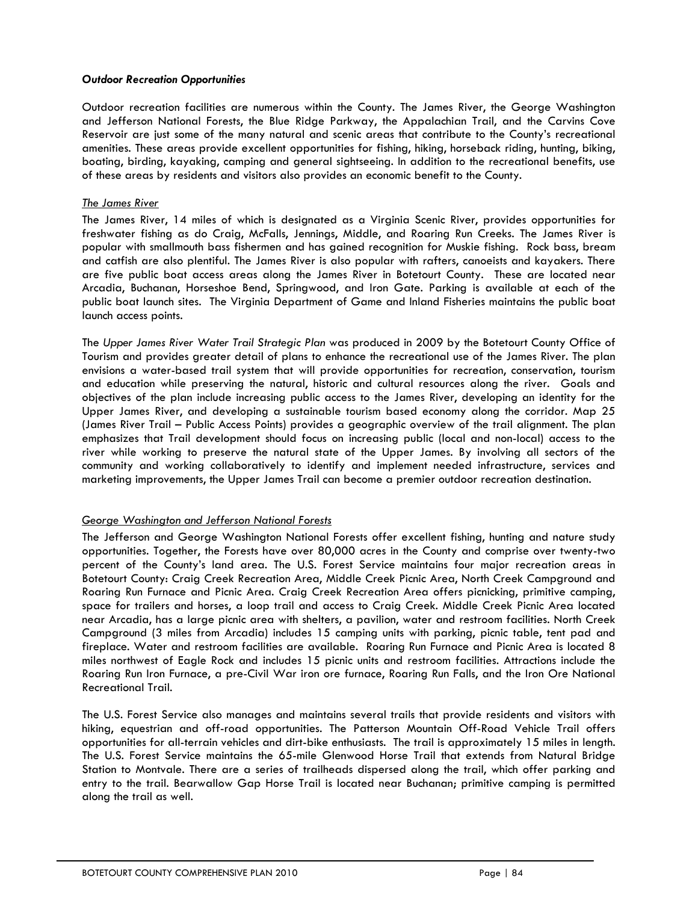***Outdoor Recreation Opportunities***

Outdoor recreation facilities are numerous within the County. The James River, the George Washington and Jefferson National Forests, the Blue Ridge Parkway, the Appalachian Trail, and the Carvins Cove Reservoir are just some of the many natural and scenic areas that contribute to the County's recreational amenities. These areas provide excellent opportunities for fishing, hiking, horseback riding, hunting, biking, boating, birding, kayaking, camping and general sightseeing. In addition to the recreational benefits, use of these areas by residents and visitors also provides an economic benefit to the County.

*The James River*

The James River, 14 miles of which is designated as a Virginia Scenic River, provides opportunities for freshwater fishing as do Craig, McFalls, Jennings, Middle, and Roaring Run Creeks. The James River is popular with smallmouth bass fishermen and has gained recognition for Muskie fishing. Rock bass, bream and catfish are also plentiful. The James River is also popular with rafters, canoeists and kayakers. There are five public boat access areas along the James River in Botetourt County. These are located near Arcadia, Buchanan, Horseshoe Bend, Springwood, and Iron Gate. Parking is available at each of the public boat launch sites. The Virginia Department of Game and Inland Fisheries maintains the public boat launch access points.

The *Upper James River Water Trail Strategic Plan* was produced in 2009 by the Botetourt County Office of Tourism and provides greater detail of plans to enhance the recreational use of the James River. The plan envisions a water-based trail system that will provide opportunities for recreation, conservation, tourism and education while preserving the natural, historic and cultural resources along the river. Goals and objectives of the plan include increasing public access to the James River, developing an identity for the Upper James River, and developing a sustainable tourism based economy along the corridor. Map 25 (James River Trail – Public Access Points) provides a geographic overview of the trail alignment. The plan emphasizes that Trail development should focus on increasing public (local and non-local) access to the river while working to preserve the natural state of the Upper James. By involving all sectors of the community and working collaboratively to identify and implement needed infrastructure, services and marketing improvements, the Upper James Trail can become a premier outdoor recreation destination.

*George Washington and Jefferson National Forests*

The Jefferson and George Washington National Forests offer excellent fishing, hunting and nature study opportunities. Together, the Forests have over 80,000 acres in the County and comprise over twenty-two percent of the County's land area. The U.S. Forest Service maintains four major recreation areas in Botetourt County: Craig Creek Recreation Area, Middle Creek Picnic Area, North Creek Campground and Roaring Run Furnace and Picnic Area. Craig Creek Recreation Area offers picnicking, primitive camping, space for trailers and horses, a loop trail and access to Craig Creek. Middle Creek Picnic Area located near Arcadia, has a large picnic area with shelters, a pavilion, water and restroom facilities. North Creek Campground (3 miles from Arcadia) includes 15 camping units with parking, picnic table, tent pad and fireplace. Water and restroom facilities are available. Roaring Run Furnace and Picnic Area is located 8 miles northwest of Eagle Rock and includes 15 picnic units and restroom facilities. Attractions include the Roaring Run Iron Furnace, a pre-Civil War iron ore furnace, Roaring Run Falls, and the Iron Ore National Recreational Trail.

The U.S. Forest Service also manages and maintains several trails that provide residents and visitors with hiking, equestrian and off-road opportunities. The Patterson Mountain Off-Road Vehicle Trail offers opportunities for all-terrain vehicles and dirt-bike enthusiasts. The trail is approximately 15 miles in length. The U.S. Forest Service maintains the 65-mile Glenwood Horse Trail that extends from Natural Bridge Station to Montvale. There are a series of trailheads dispersed along the trail, which offer parking and entry to the trail. Bearwallow Gap Horse Trail is located near Buchanan; primitive camping is permitted along the trail as well.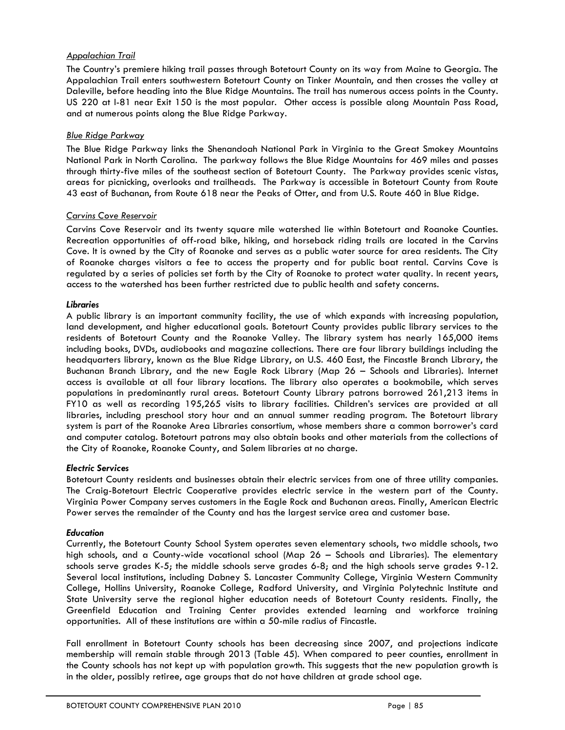*Appalachian Trail*

The Country's premiere hiking trail passes through Botetourt County on its way from Maine to Georgia. The Appalachian Trail enters southwestern Botetourt County on Tinker Mountain, and then crosses the valley at Daleville, before heading into the Blue Ridge Mountains. The trail has numerous access points in the County. US 220 at I-81 near Exit 150 is the most popular. Other access is possible along Mountain Pass Road, and at numerous points along the Blue Ridge Parkway.

*Blue Ridge Parkway*

The Blue Ridge Parkway links the Shenandoah National Park in Virginia to the Great Smokey Mountains National Park in North Carolina. The parkway follows the Blue Ridge Mountains for 469 miles and passes through thirty-five miles of the southeast section of Botetourt County. The Parkway provides scenic vistas, areas for picnicking, overlooks and trailheads. The Parkway is accessible in Botetourt County from Route 43 east of Buchanan, from Route 618 near the Peaks of Otter, and from U.S. Route 460 in Blue Ridge.

*Carvins Cove Reservoir*

Carvins Cove Reservoir and its twenty square mile watershed lie within Botetourt and Roanoke Counties. Recreation opportunities of off-road bike, hiking, and horseback riding trails are located in the Carvins Cove. It is owned by the City of Roanoke and serves as a public water source for area residents. The City of Roanoke charges visitors a fee to access the property and for public boat rental. Carvins Cove is regulated by a series of policies set forth by the City of Roanoke to protect water quality. In recent years, access to the watershed has been further restricted due to public health and safety concerns.

***Libraries***

A public library is an important community facility, the use of which expands with increasing population, land development, and higher educational goals. Botetourt County provides public library services to the residents of Botetourt County and the Roanoke Valley. The library system has nearly 165,000 items including books, DVDs, audiobooks and magazine collections. There are four library buildings including the headquarters library, known as the Blue Ridge Library, on U.S. 460 East, the Fincastle Branch Library, the Buchanan Branch Library, and the new Eagle Rock Library (Map 26 – Schools and Libraries). Internet access is available at all four library locations. The library also operates a bookmobile, which serves populations in predominantly rural areas. Botetourt County Library patrons borrowed 261,213 items in FY10 as well as recording 195,265 visits to library facilities. Children's services are provided at all libraries, including preschool story hour and an annual summer reading program. The Botetourt library system is part of the Roanoke Area Libraries consortium, whose members share a common borrower's card and computer catalog. Botetourt patrons may also obtain books and other materials from the collections of the City of Roanoke, Roanoke County, and Salem libraries at no charge.

***Electric Services***

Botetourt County residents and businesses obtain their electric services from one of three utility companies. The Craig-Botetourt Electric Cooperative provides electric service in the western part of the County. Virginia Power Company serves customers in the Eagle Rock and Buchanan areas. Finally, American Electric Power serves the remainder of the County and has the largest service area and customer base.

***Education***

Currently, the Botetourt County School System operates seven elementary schools, two middle schools, two high schools, and a County-wide vocational school (Map 26 – Schools and Libraries). The elementary schools serve grades K-5; the middle schools serve grades 6-8; and the high schools serve grades 9-12. Several local institutions, including Dabney S. Lancaster Community College, Virginia Western Community College, Hollins University, Roanoke College, Radford University, and Virginia Polytechnic Institute and State University serve the regional higher education needs of Botetourt County residents. Finally, the Greenfield Education and Training Center provides extended learning and workforce training opportunities. All of these institutions are within a 50-mile radius of Fincastle.

Fall enrollment in Botetourt County schools has been decreasing since 2007, and projections indicate membership will remain stable through 2013 (Table 45). When compared to peer counties, enrollment in the County schools has not kept up with population growth. This suggests that the new population growth is in the older, possibly retiree, age groups that do not have children at grade school age.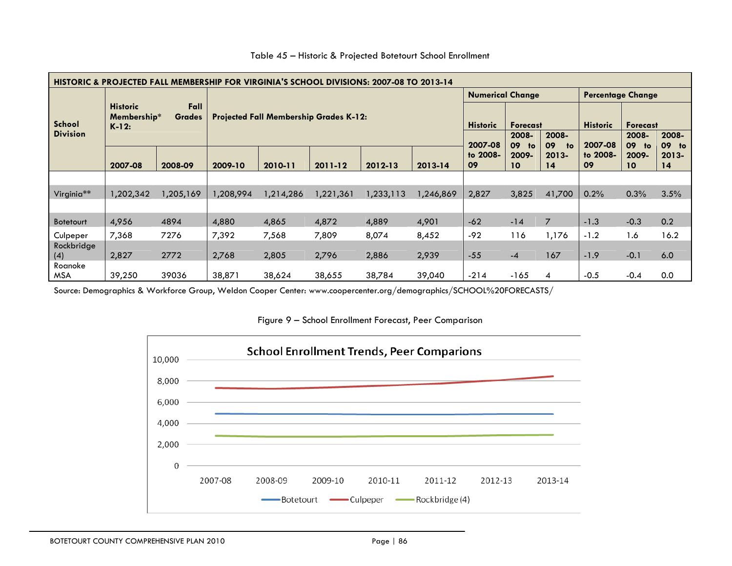Table 45 – Historic & Projected Botetourt School Enrollment

| HISTORIC & PROJECTED FALL MEMBERSHIP FOR VIRGINIA'S SCHOOL DIVISIONS: 2007-08 TO 2013-14 | | | | | | | | | | | | | |
|---|---|---|---|---|---|---|---|---|---|---|---|---|---|
| School Division | Historic Fall Membership* Grades K-12: | | Projected Fall Membership Grades K-12: | | | | | Numerical Change | | | Percentage Change | | |
| | | | | | | | | Historic | Forecast | | Historic | Forecast | |
| | 2007-08 | 2008-09 | 2009-10 | 2010-11 | 2011-12 | 2012-13 | 2013-14 | 2007-08 to 2008-09 | 2008-09 to 2009-10 | 2008-09 to 2013-14 | 2007-08 to 2008-09 | 2008-09 to 2009-10 | 2008-09 to 2013-14 |
| Virginia** | 1,202,342 | 1,205,169 | 1,208,994 | 1,214,286 | 1,221,361 | 1,233,113 | 1,246,869 | 2,827 | 3,825 | 41,700 | 0.2% | 0.3% | 3.5% |
| Botetourt | 4,956 | 4894 | 4,880 | 4,865 | 4,872 | 4,889 | 4,901 | -62 | -14 | 7 | -1.3 | -0.3 | 0.2 |
| Culpeper | 7,368 | 7276 | 7,392 | 7,568 | 7,809 | 8,074 | 8,452 | -92 | 116 | 1,176 | -1.2 | 1.6 | 16.2 |
| Rockbridge (4) | 2,827 | 2772 | 2,768 | 2,805 | 2,796 | 2,886 | 2,939 | -55 | -4 | 167 | -1.9 | -0.1 | 6.0 |
| Roanoke MSA | 39,250 | 39036 | 38,871 | 38,624 | 38,655 | 38,784 | 39,040 | -214 | -165 | 4 | -0.5 | -0.4 | 0.0 |

Source: Demographics & Workforce Group, Weldon Cooper Center: www.coopercenter.org/demographics/SCHOOL%20FORECASTS/

Figure 9 – School Enrollment Forecast, Peer Comparison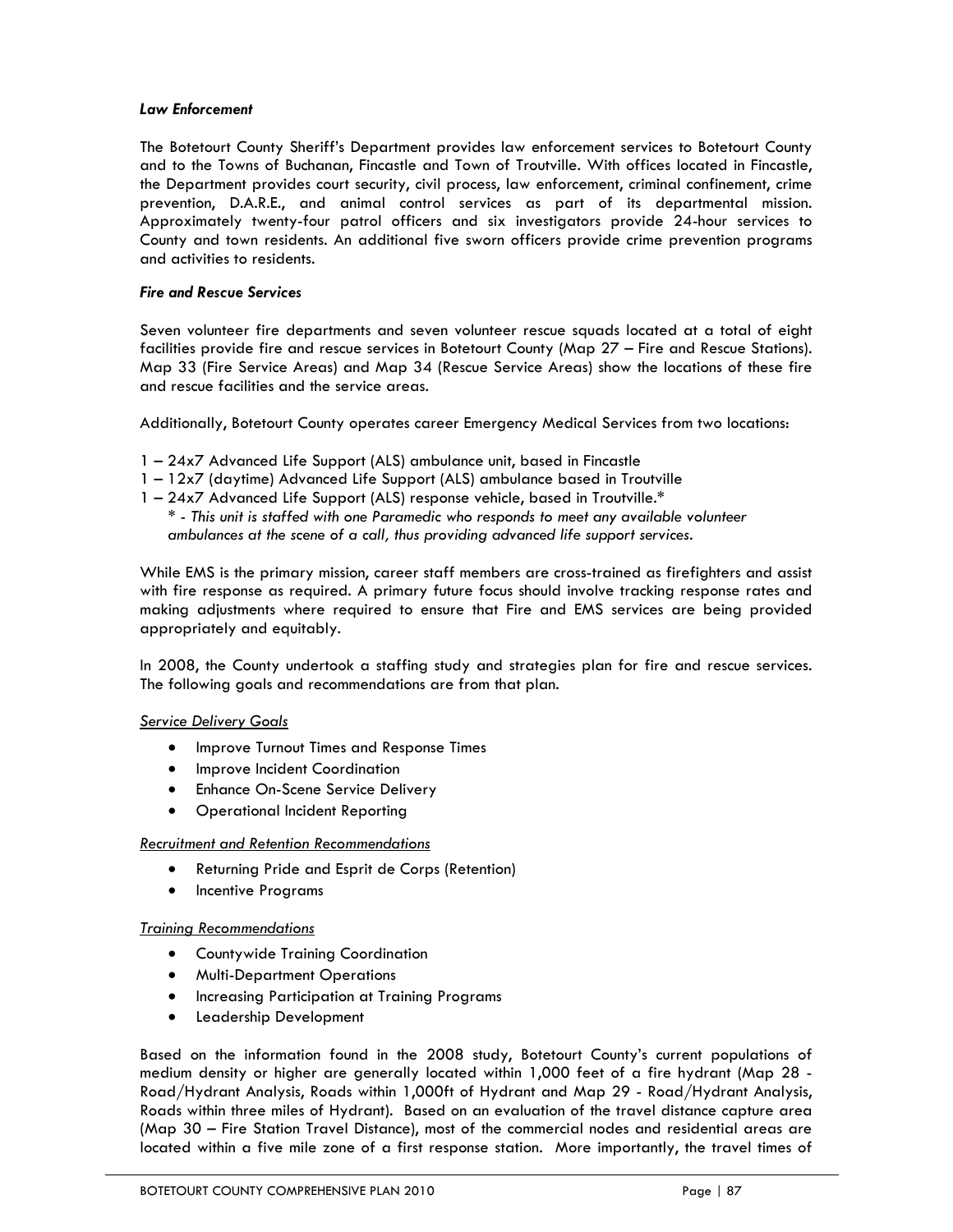### *Law Enforcement*

The Botetourt County Sheriff's Department provides law enforcement services to Botetourt County and to the Towns of Buchanan, Fincastle and Town of Troutville. With offices located in Fincastle, the Department provides court security, civil process, law enforcement, criminal confinement, crime prevention, D.A.R.E., and animal control services as part of its departmental mission. Approximately twenty-four patrol officers and six investigators provide 24-hour services to County and town residents. An additional five sworn officers provide crime prevention programs and activities to residents.

### *Fire and Rescue Services*

Seven volunteer fire departments and seven volunteer rescue squads located at a total of eight facilities provide fire and rescue services in Botetourt County (Map 27 – Fire and Rescue Stations). Map 33 (Fire Service Areas) and Map 34 (Rescue Service Areas) show the locations of these fire and rescue facilities and the service areas.

Additionally, Botetourt County operates career Emergency Medical Services from two locations:

1 – 24x7 Advanced Life Support (ALS) ambulance unit, based in Fincastle
1 – 12x7 (daytime) Advanced Life Support (ALS) ambulance based in Troutville
1 – 24x7 Advanced Life Support (ALS) response vehicle, based in Troutville.*
  * - *This unit is staffed with one Paramedic who responds to meet any available volunteer ambulances at the scene of a call, thus providing advanced life support services.*

While EMS is the primary mission, career staff members are cross-trained as firefighters and assist with fire response as required. A primary future focus should involve tracking response rates and making adjustments where required to ensure that Fire and EMS services are being provided appropriately and equitably.

In 2008, the County undertook a staffing study and strategies plan for fire and rescue services. The following goals and recommendations are from that plan.

*Service Delivery Goals*

- Improve Turnout Times and Response Times
- Improve Incident Coordination
- Enhance On-Scene Service Delivery
- Operational Incident Reporting

*Recruitment and Retention Recommendations*

- Returning Pride and Esprit de Corps (Retention)
- Incentive Programs

*Training Recommendations*

- Countywide Training Coordination
- Multi-Department Operations
- Increasing Participation at Training Programs
- Leadership Development

Based on the information found in the 2008 study, Botetourt County's current populations of medium density or higher are generally located within 1,000 feet of a fire hydrant (Map 28 - Road/Hydrant Analysis, Roads within 1,000ft of Hydrant and Map 29 - Road/Hydrant Analysis, Roads within three miles of Hydrant). Based on an evaluation of the travel distance capture area (Map 30 – Fire Station Travel Distance), most of the commercial nodes and residential areas are located within a five mile zone of a first response station. More importantly, the travel times of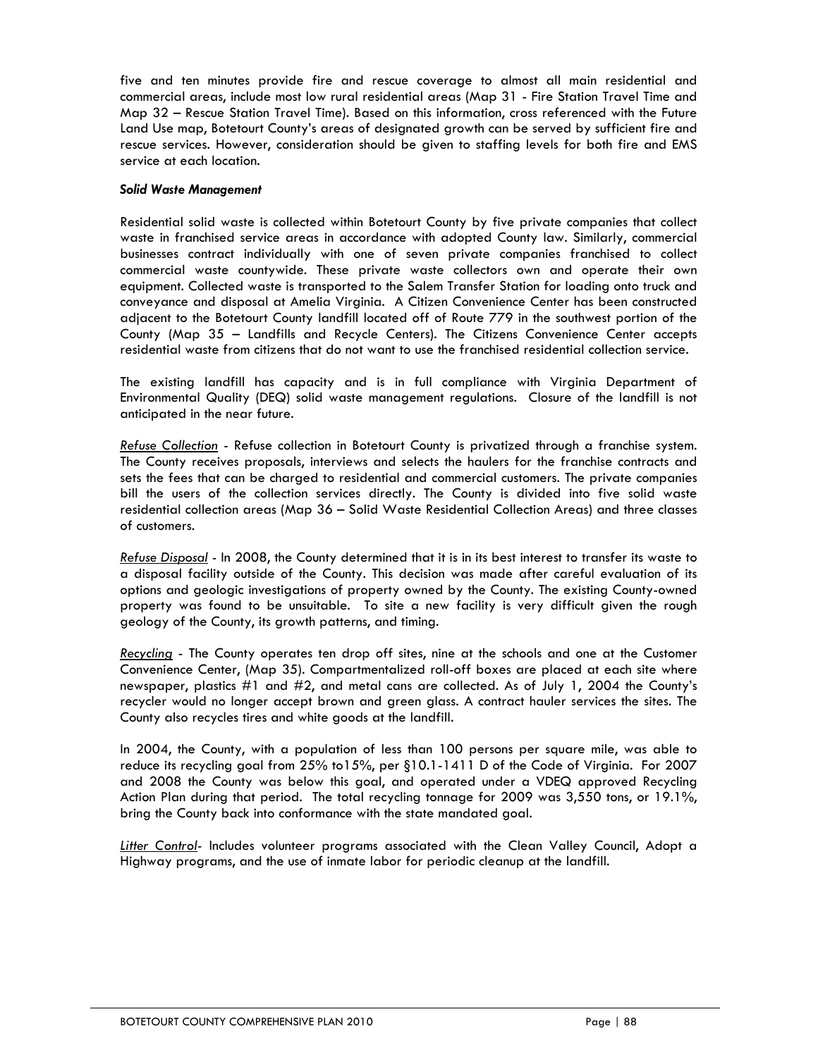five and ten minutes provide fire and rescue coverage to almost all main residential and commercial areas, include most low rural residential areas (Map 31 - Fire Station Travel Time and Map 32 – Rescue Station Travel Time). Based on this information, cross referenced with the Future Land Use map, Botetourt County's areas of designated growth can be served by sufficient fire and rescue services. However, consideration should be given to staffing levels for both fire and EMS service at each location.

***Solid Waste Management***

Residential solid waste is collected within Botetourt County by five private companies that collect waste in franchised service areas in accordance with adopted County law. Similarly, commercial businesses contract individually with one of seven private companies franchised to collect commercial waste countywide. These private waste collectors own and operate their own equipment. Collected waste is transported to the Salem Transfer Station for loading onto truck and conveyance and disposal at Amelia Virginia. A Citizen Convenience Center has been constructed adjacent to the Botetourt County landfill located off of Route 779 in the southwest portion of the County (Map 35 – Landfills and Recycle Centers). The Citizens Convenience Center accepts residential waste from citizens that do not want to use the franchised residential collection service.

The existing landfill has capacity and is in full compliance with Virginia Department of Environmental Quality (DEQ) solid waste management regulations. Closure of the landfill is not anticipated in the near future.

<u>*Refuse Collection*</u> - Refuse collection in Botetourt County is privatized through a franchise system. The County receives proposals, interviews and selects the haulers for the franchise contracts and sets the fees that can be charged to residential and commercial customers. The private companies bill the users of the collection services directly. The County is divided into five solid waste residential collection areas (Map 36 – Solid Waste Residential Collection Areas) and three classes of customers.

<u>*Refuse Disposal*</u> - In 2008, the County determined that it is in its best interest to transfer its waste to a disposal facility outside of the County. This decision was made after careful evaluation of its options and geologic investigations of property owned by the County. The existing County-owned property was found to be unsuitable. To site a new facility is very difficult given the rough geology of the County, its growth patterns, and timing.

<u>*Recycling*</u> - The County operates ten drop off sites, nine at the schools and one at the Customer Convenience Center, (Map 35). Compartmentalized roll-off boxes are placed at each site where newspaper, plastics #1 and #2, and metal cans are collected. As of July 1, 2004 the County's recycler would no longer accept brown and green glass. A contract hauler services the sites. The County also recycles tires and white goods at the landfill.

In 2004, the County, with a population of less than 100 persons per square mile, was able to reduce its recycling goal from 25% to15%, per §10.1-1411 D of the Code of Virginia. For 2007 and 2008 the County was below this goal, and operated under a VDEQ approved Recycling Action Plan during that period. The total recycling tonnage for 2009 was 3,550 tons, or 19.1%, bring the County back into conformance with the state mandated goal.

<u>*Litter Control*</u>- Includes volunteer programs associated with the Clean Valley Council, Adopt a Highway programs, and the use of inmate labor for periodic cleanup at the landfill.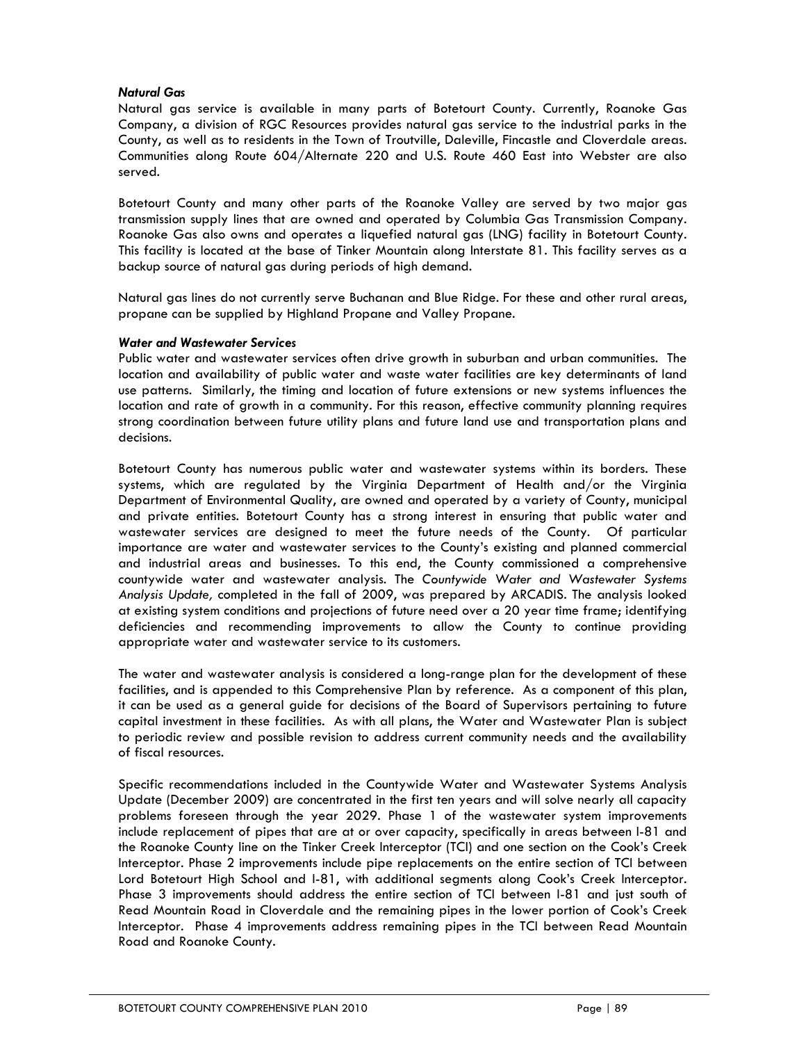### *Natural Gas*

Natural gas service is available in many parts of Botetourt County. Currently, Roanoke Gas Company, a division of RGC Resources provides natural gas service to the industrial parks in the County, as well as to residents in the Town of Troutville, Daleville, Fincastle and Cloverdale areas. Communities along Route 604/Alternate 220 and U.S. Route 460 East into Webster are also served.

Botetourt County and many other parts of the Roanoke Valley are served by two major gas transmission supply lines that are owned and operated by Columbia Gas Transmission Company. Roanoke Gas also owns and operates a liquefied natural gas (LNG) facility in Botetourt County. This facility is located at the base of Tinker Mountain along Interstate 81. This facility serves as a backup source of natural gas during periods of high demand.

Natural gas lines do not currently serve Buchanan and Blue Ridge. For these and other rural areas, propane can be supplied by Highland Propane and Valley Propane.

### *Water and Wastewater Services*

Public water and wastewater services often drive growth in suburban and urban communities. The location and availability of public water and waste water facilities are key determinants of land use patterns. Similarly, the timing and location of future extensions or new systems influences the location and rate of growth in a community. For this reason, effective community planning requires strong coordination between future utility plans and future land use and transportation plans and decisions.

Botetourt County has numerous public water and wastewater systems within its borders. These systems, which are regulated by the Virginia Department of Health and/or the Virginia Department of Environmental Quality, are owned and operated by a variety of County, municipal and private entities. Botetourt County has a strong interest in ensuring that public water and wastewater services are designed to meet the future needs of the County. Of particular importance are water and wastewater services to the County's existing and planned commercial and industrial areas and businesses. To this end, the County commissioned a comprehensive countywide water and wastewater analysis. The *Countywide Water and Wastewater Systems Analysis Update,* completed in the fall of 2009, was prepared by ARCADIS. The analysis looked at existing system conditions and projections of future need over a 20 year time frame; identifying deficiencies and recommending improvements to allow the County to continue providing appropriate water and wastewater service to its customers.

The water and wastewater analysis is considered a long-range plan for the development of these facilities, and is appended to this Comprehensive Plan by reference. As a component of this plan, it can be used as a general guide for decisions of the Board of Supervisors pertaining to future capital investment in these facilities. As with all plans, the Water and Wastewater Plan is subject to periodic review and possible revision to address current community needs and the availability of fiscal resources.

Specific recommendations included in the Countywide Water and Wastewater Systems Analysis Update (December 2009) are concentrated in the first ten years and will solve nearly all capacity problems foreseen through the year 2029. Phase 1 of the wastewater system improvements include replacement of pipes that are at or over capacity, specifically in areas between I-81 and the Roanoke County line on the Tinker Creek Interceptor (TCI) and one section on the Cook's Creek Interceptor. Phase 2 improvements include pipe replacements on the entire section of TCI between Lord Botetourt High School and I-81, with additional segments along Cook's Creek Interceptor. Phase 3 improvements should address the entire section of TCI between I-81 and just south of Read Mountain Road in Cloverdale and the remaining pipes in the lower portion of Cook's Creek Interceptor. Phase 4 improvements address remaining pipes in the TCI between Read Mountain Road and Roanoke County.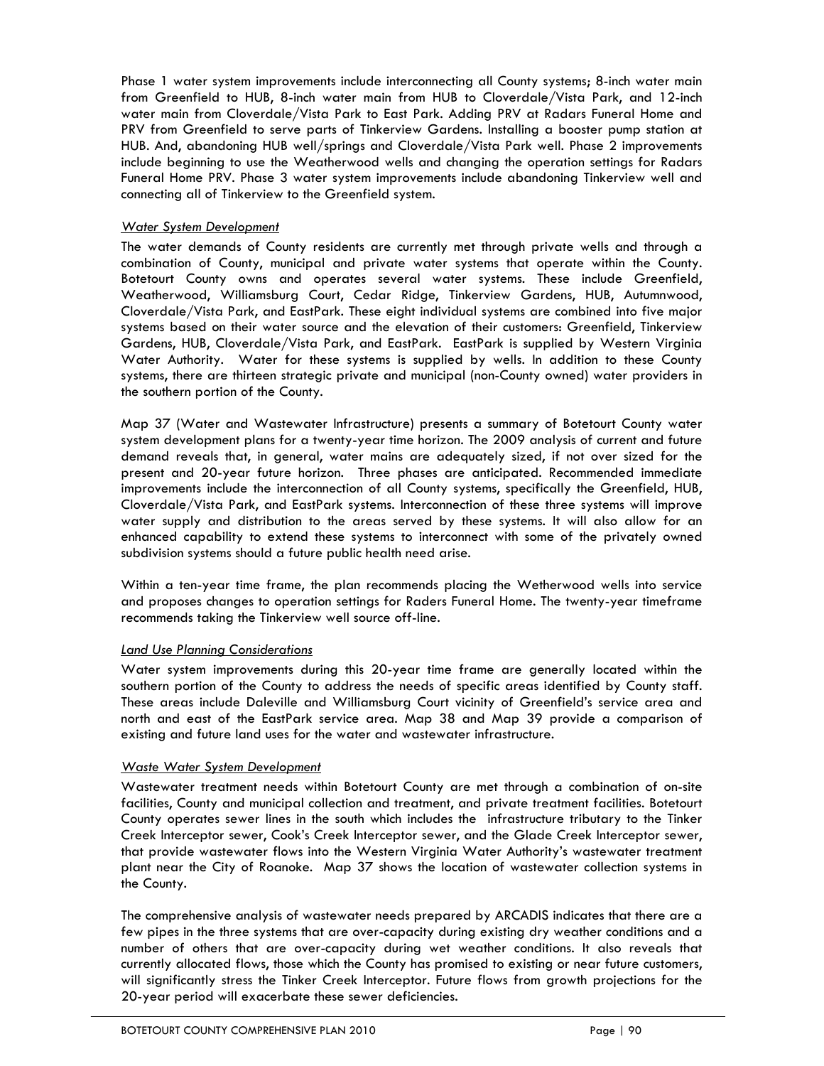Phase 1 water system improvements include interconnecting all County systems; 8-inch water main from Greenfield to HUB, 8-inch water main from HUB to Cloverdale/Vista Park, and 12-inch water main from Cloverdale/Vista Park to East Park. Adding PRV at Radars Funeral Home and PRV from Greenfield to serve parts of Tinkerview Gardens. Installing a booster pump station at HUB. And, abandoning HUB well/springs and Cloverdale/Vista Park well. Phase 2 improvements include beginning to use the Weatherwood wells and changing the operation settings for Radars Funeral Home PRV. Phase 3 water system improvements include abandoning Tinkerview well and connecting all of Tinkerview to the Greenfield system.

*Water System Development*

The water demands of County residents are currently met through private wells and through a combination of County, municipal and private water systems that operate within the County. Botetourt County owns and operates several water systems. These include Greenfield, Weatherwood, Williamsburg Court, Cedar Ridge, Tinkerview Gardens, HUB, Autumnwood, Cloverdale/Vista Park, and EastPark. These eight individual systems are combined into five major systems based on their water source and the elevation of their customers: Greenfield, Tinkerview Gardens, HUB, Cloverdale/Vista Park, and EastPark. EastPark is supplied by Western Virginia Water Authority. Water for these systems is supplied by wells. In addition to these County systems, there are thirteen strategic private and municipal (non-County owned) water providers in the southern portion of the County.

Map 37 (Water and Wastewater Infrastructure) presents a summary of Botetourt County water system development plans for a twenty-year time horizon. The 2009 analysis of current and future demand reveals that, in general, water mains are adequately sized, if not over sized for the present and 20-year future horizon. Three phases are anticipated. Recommended immediate improvements include the interconnection of all County systems, specifically the Greenfield, HUB, Cloverdale/Vista Park, and EastPark systems. Interconnection of these three systems will improve water supply and distribution to the areas served by these systems. It will also allow for an enhanced capability to extend these systems to interconnect with some of the privately owned subdivision systems should a future public health need arise.

Within a ten-year time frame, the plan recommends placing the Wetherwood wells into service and proposes changes to operation settings for Raders Funeral Home. The twenty-year timeframe recommends taking the Tinkerview well source off-line.

*Land Use Planning Considerations*

Water system improvements during this 20-year time frame are generally located within the southern portion of the County to address the needs of specific areas identified by County staff. These areas include Daleville and Williamsburg Court vicinity of Greenfield's service area and north and east of the EastPark service area. Map 38 and Map 39 provide a comparison of existing and future land uses for the water and wastewater infrastructure.

*Waste Water System Development*

Wastewater treatment needs within Botetourt County are met through a combination of on-site facilities, County and municipal collection and treatment, and private treatment facilities. Botetourt County operates sewer lines in the south which includes the infrastructure tributary to the Tinker Creek Interceptor sewer, Cook's Creek Interceptor sewer, and the Glade Creek Interceptor sewer, that provide wastewater flows into the Western Virginia Water Authority's wastewater treatment plant near the City of Roanoke. Map 37 shows the location of wastewater collection systems in the County.

The comprehensive analysis of wastewater needs prepared by ARCADIS indicates that there are a few pipes in the three systems that are over-capacity during existing dry weather conditions and a number of others that are over-capacity during wet weather conditions. It also reveals that currently allocated flows, those which the County has promised to existing or near future customers, will significantly stress the Tinker Creek Interceptor. Future flows from growth projections for the 20-year period will exacerbate these sewer deficiencies.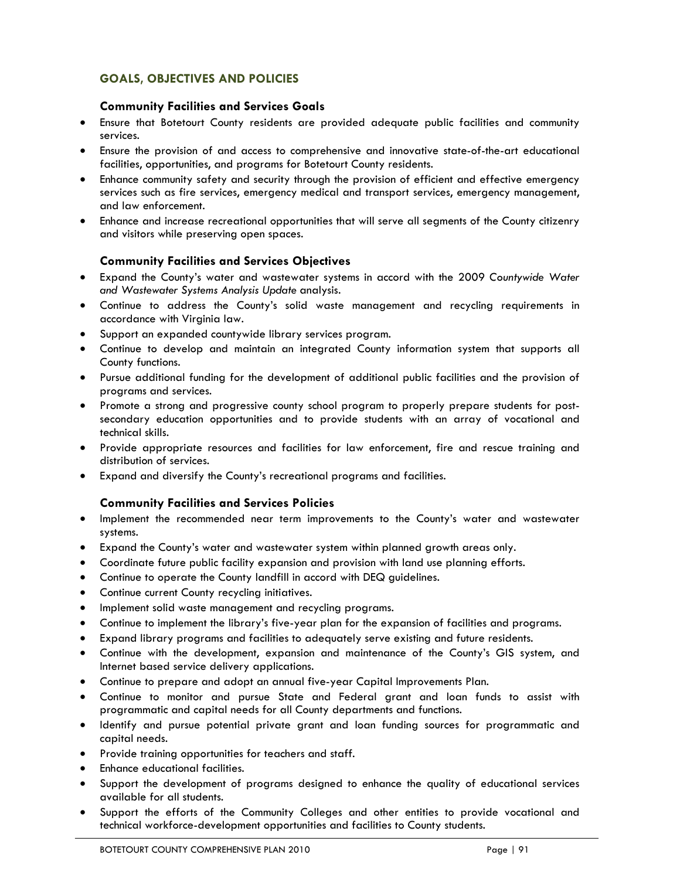## GOALS, OBJECTIVES AND POLICIES

### Community Facilities and Services Goals

- Ensure that Botetourt County residents are provided adequate public facilities and community services.
- Ensure the provision of and access to comprehensive and innovative state-of-the-art educational facilities, opportunities, and programs for Botetourt County residents.
- Enhance community safety and security through the provision of efficient and effective emergency services such as fire services, emergency medical and transport services, emergency management, and law enforcement.
- Enhance and increase recreational opportunities that will serve all segments of the County citizenry and visitors while preserving open spaces.

### Community Facilities and Services Objectives

- Expand the County's water and wastewater systems in accord with the 2009 *Countywide Water and Wastewater Systems Analysis Update* analysis.
- Continue to address the County's solid waste management and recycling requirements in accordance with Virginia law.
- Support an expanded countywide library services program.
- Continue to develop and maintain an integrated County information system that supports all County functions.
- Pursue additional funding for the development of additional public facilities and the provision of programs and services.
- Promote a strong and progressive county school program to properly prepare students for post-secondary education opportunities and to provide students with an array of vocational and technical skills.
- Provide appropriate resources and facilities for law enforcement, fire and rescue training and distribution of services.
- Expand and diversify the County's recreational programs and facilities.

### Community Facilities and Services Policies

- Implement the recommended near term improvements to the County's water and wastewater systems.
- Expand the County's water and wastewater system within planned growth areas only.
- Coordinate future public facility expansion and provision with land use planning efforts.
- Continue to operate the County landfill in accord with DEQ guidelines.
- Continue current County recycling initiatives.
- Implement solid waste management and recycling programs.
- Continue to implement the library's five-year plan for the expansion of facilities and programs.
- Expand library programs and facilities to adequately serve existing and future residents.
- Continue with the development, expansion and maintenance of the County's GIS system, and Internet based service delivery applications.
- Continue to prepare and adopt an annual five-year Capital Improvements Plan.
- Continue to monitor and pursue State and Federal grant and loan funds to assist with programmatic and capital needs for all County departments and functions.
- Identify and pursue potential private grant and loan funding sources for programmatic and capital needs.
- Provide training opportunities for teachers and staff.
- Enhance educational facilities.
- Support the development of programs designed to enhance the quality of educational services available for all students.
- Support the efforts of the Community Colleges and other entities to provide vocational and technical workforce-development opportunities and facilities to County students.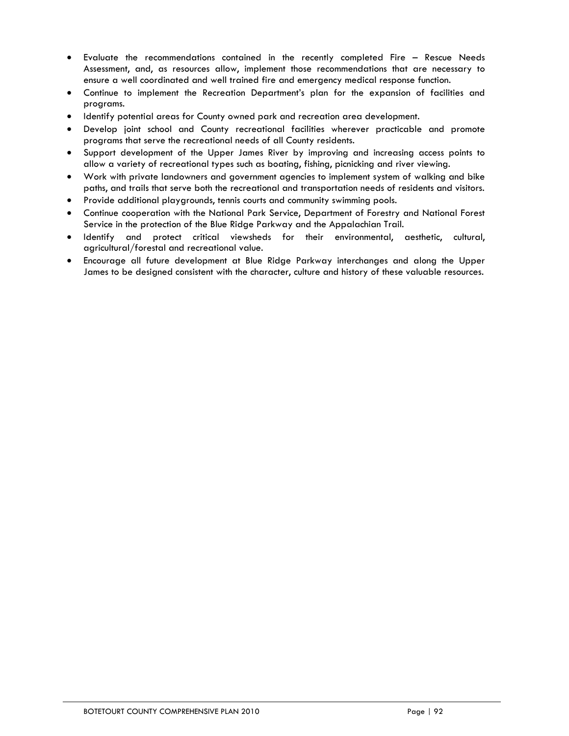- Evaluate the recommendations contained in the recently completed Fire – Rescue Needs Assessment, and, as resources allow, implement those recommendations that are necessary to ensure a well coordinated and well trained fire and emergency medical response function.
- Continue to implement the Recreation Department's plan for the expansion of facilities and programs.
- Identify potential areas for County owned park and recreation area development.
- Develop joint school and County recreational facilities wherever practicable and promote programs that serve the recreational needs of all County residents.
- Support development of the Upper James River by improving and increasing access points to allow a variety of recreational types such as boating, fishing, picnicking and river viewing.
- Work with private landowners and government agencies to implement system of walking and bike paths, and trails that serve both the recreational and transportation needs of residents and visitors.
- Provide additional playgrounds, tennis courts and community swimming pools.
- Continue cooperation with the National Park Service, Department of Forestry and National Forest Service in the protection of the Blue Ridge Parkway and the Appalachian Trail.
- Identify and protect critical viewsheds for their environmental, aesthetic, cultural, agricultural/forestal and recreational value.
- Encourage all future development at Blue Ridge Parkway interchanges and along the Upper James to be designed consistent with the character, culture and history of these valuable resources.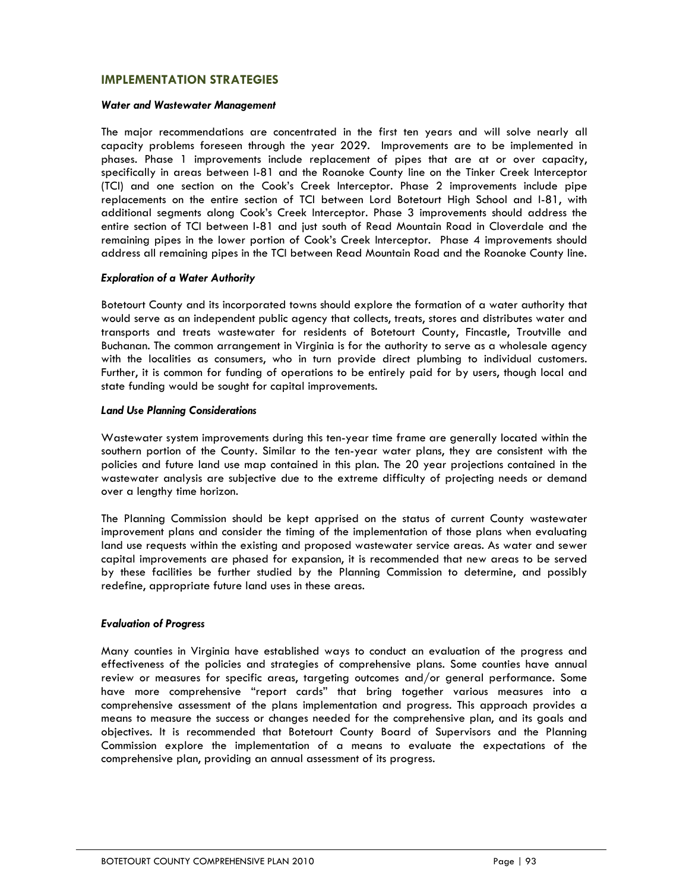## IMPLEMENTATION STRATEGIES

### *Water and Wastewater Management*

The major recommendations are concentrated in the first ten years and will solve nearly all capacity problems foreseen through the year 2029. Improvements are to be implemented in phases. Phase 1 improvements include replacement of pipes that are at or over capacity, specifically in areas between I-81 and the Roanoke County line on the Tinker Creek Interceptor (TCI) and one section on the Cook's Creek Interceptor. Phase 2 improvements include pipe replacements on the entire section of TCI between Lord Botetourt High School and I-81, with additional segments along Cook's Creek Interceptor. Phase 3 improvements should address the entire section of TCI between I-81 and just south of Read Mountain Road in Cloverdale and the remaining pipes in the lower portion of Cook's Creek Interceptor. Phase 4 improvements should address all remaining pipes in the TCI between Read Mountain Road and the Roanoke County line.

### *Exploration of a Water Authority*

Botetourt County and its incorporated towns should explore the formation of a water authority that would serve as an independent public agency that collects, treats, stores and distributes water and transports and treats wastewater for residents of Botetourt County, Fincastle, Troutville and Buchanan. The common arrangement in Virginia is for the authority to serve as a wholesale agency with the localities as consumers, who in turn provide direct plumbing to individual customers. Further, it is common for funding of operations to be entirely paid for by users, though local and state funding would be sought for capital improvements.

### *Land Use Planning Considerations*

Wastewater system improvements during this ten-year time frame are generally located within the southern portion of the County. Similar to the ten-year water plans, they are consistent with the policies and future land use map contained in this plan. The 20 year projections contained in the wastewater analysis are subjective due to the extreme difficulty of projecting needs or demand over a lengthy time horizon.

The Planning Commission should be kept apprised on the status of current County wastewater improvement plans and consider the timing of the implementation of those plans when evaluating land use requests within the existing and proposed wastewater service areas. As water and sewer capital improvements are phased for expansion, it is recommended that new areas to be served by these facilities be further studied by the Planning Commission to determine, and possibly redefine, appropriate future land uses in these areas.

### *Evaluation of Progress*

Many counties in Virginia have established ways to conduct an evaluation of the progress and effectiveness of the policies and strategies of comprehensive plans. Some counties have annual review or measures for specific areas, targeting outcomes and/or general performance. Some have more comprehensive "report cards" that bring together various measures into a comprehensive assessment of the plans implementation and progress. This approach provides a means to measure the success or changes needed for the comprehensive plan, and its goals and objectives. It is recommended that Botetourt County Board of Supervisors and the Planning Commission explore the implementation of a means to evaluate the expectations of the comprehensive plan, providing an annual assessment of its progress.